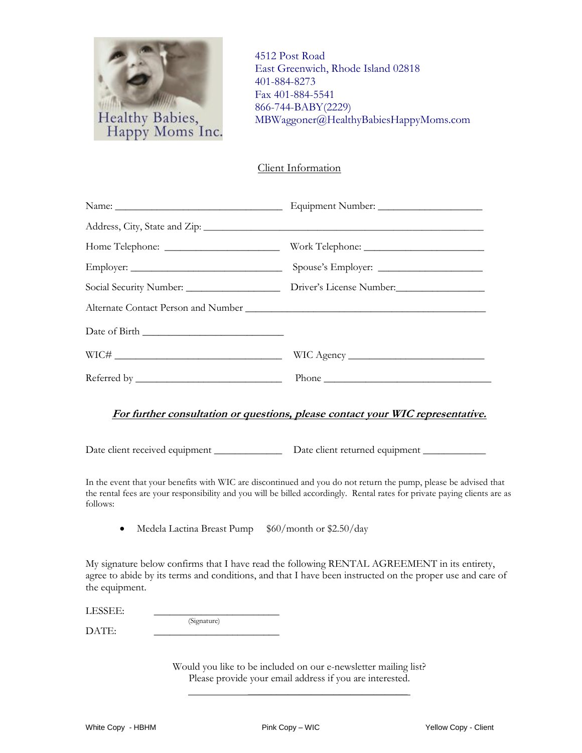Healthy Babies, Happy Moms Inc.

4512 Post Road
East Greenwich, Rhode Island 02818
401-884-8273
Fax 401-884-5541
866-744-BABY(2229)
MBWaggoner@HealthyBabiesHappyMoms.com

## Client Information

Name: ________________________________ Equipment Number: ___________________

Address, City, State and Zip: ______________________________________________________

Home Telephone: ______________________ Work Telephone: ______________________

Employer: _____________________________ Spouse's Employer: ___________________

Social Security Number: _________________ Driver's License Number:________________

Alternate Contact Person and Number _____________________________________________

Date of Birth __________________________

WIC# ________________________________ WIC Agency _________________________

Referred by ____________________________ Phone ________________________________

***For further consultation or questions, please contact your WIC representative.***

Date client received equipment _____________ Date client returned equipment ____________

In the event that your benefits with WIC are discontinued and you do not return the pump, please be advised that the rental fees are your responsibility and you will be billed accordingly. Rental rates for private paying clients are as follows:

- Medela Lactina Breast Pump $60/month or $2.50/day

My signature below confirms that I have read the following RENTAL AGREEMENT in its entirety, agree to abide by its terms and conditions, and that I have been instructed on the proper use and care of the equipment.

LESSEE: ________________________
(Signature)

DATE: ________________________

Would you like to be included on our e-newsletter mailing list?
Please provide your email address if you are interested.

______________________________

White Copy - HBHM    Pink Copy – WIC    Yellow Copy - Client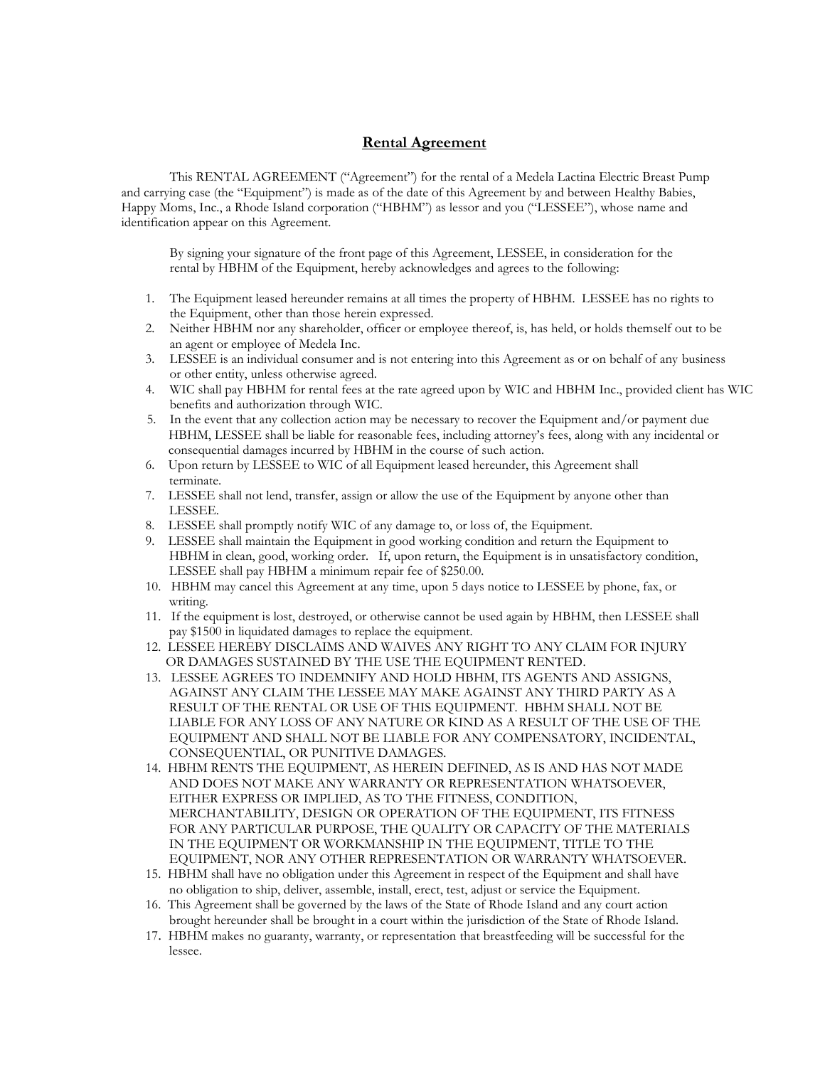# Rental Agreement

This RENTAL AGREEMENT ("Agreement") for the rental of a Medela Lactina Electric Breast Pump and carrying case (the "Equipment") is made as of the date of this Agreement by and between Healthy Babies, Happy Moms, Inc., a Rhode Island corporation ("HBHM") as lessor and you ("LESSEE"), whose name and identification appear on this Agreement.

By signing your signature of the front page of this Agreement, LESSEE, in consideration for the rental by HBHM of the Equipment, hereby acknowledges and agrees to the following:

1. The Equipment leased hereunder remains at all times the property of HBHM. LESSEE has no rights to the Equipment, other than those herein expressed.
2. Neither HBHM nor any shareholder, officer or employee thereof, is, has held, or holds themself out to be an agent or employee of Medela Inc.
3. LESSEE is an individual consumer and is not entering into this Agreement as or on behalf of any business or other entity, unless otherwise agreed.
4. WIC shall pay HBHM for rental fees at the rate agreed upon by WIC and HBHM Inc., provided client has WIC benefits and authorization through WIC.
5. In the event that any collection action may be necessary to recover the Equipment and/or payment due HBHM, LESSEE shall be liable for reasonable fees, including attorney's fees, along with any incidental or consequential damages incurred by HBHM in the course of such action.
6. Upon return by LESSEE to WIC of all Equipment leased hereunder, this Agreement shall terminate.
7. LESSEE shall not lend, transfer, assign or allow the use of the Equipment by anyone other than LESSEE.
8. LESSEE shall promptly notify WIC of any damage to, or loss of, the Equipment.
9. LESSEE shall maintain the Equipment in good working condition and return the Equipment to HBHM in clean, good, working order. If, upon return, the Equipment is in unsatisfactory condition, LESSEE shall pay HBHM a minimum repair fee of $250.00.
10. HBHM may cancel this Agreement at any time, upon 5 days notice to LESSEE by phone, fax, or writing.
11. If the equipment is lost, destroyed, or otherwise cannot be used again by HBHM, then LESSEE shall pay $1500 in liquidated damages to replace the equipment.
12. LESSEE HEREBY DISCLAIMS AND WAIVES ANY RIGHT TO ANY CLAIM FOR INJURY OR DAMAGES SUSTAINED BY THE USE THE EQUIPMENT RENTED.
13. LESSEE AGREES TO INDEMNIFY AND HOLD HBHM, ITS AGENTS AND ASSIGNS, AGAINST ANY CLAIM THE LESSEE MAY MAKE AGAINST ANY THIRD PARTY AS A RESULT OF THE RENTAL OR USE OF THIS EQUIPMENT. HBHM SHALL NOT BE LIABLE FOR ANY LOSS OF ANY NATURE OR KIND AS A RESULT OF THE USE OF THE EQUIPMENT AND SHALL NOT BE LIABLE FOR ANY COMPENSATORY, INCIDENTAL, CONSEQUENTIAL, OR PUNITIVE DAMAGES.
14. HBHM RENTS THE EQUIPMENT, AS HEREIN DEFINED, AS IS AND HAS NOT MADE AND DOES NOT MAKE ANY WARRANTY OR REPRESENTATION WHATSOEVER, EITHER EXPRESS OR IMPLIED, AS TO THE FITNESS, CONDITION, MERCHANTABILITY, DESIGN OR OPERATION OF THE EQUIPMENT, ITS FITNESS FOR ANY PARTICULAR PURPOSE, THE QUALITY OR CAPACITY OF THE MATERIALS IN THE EQUIPMENT OR WORKMANSHIP IN THE EQUIPMENT, TITLE TO THE EQUIPMENT, NOR ANY OTHER REPRESENTATION OR WARRANTY WHATSOEVER.
15. HBHM shall have no obligation under this Agreement in respect of the Equipment and shall have no obligation to ship, deliver, assemble, install, erect, test, adjust or service the Equipment.
16. This Agreement shall be governed by the laws of the State of Rhode Island and any court action brought hereunder shall be brought in a court within the jurisdiction of the State of Rhode Island.
17. HBHM makes no guaranty, warranty, or representation that breastfeeding will be successful for the lessee.